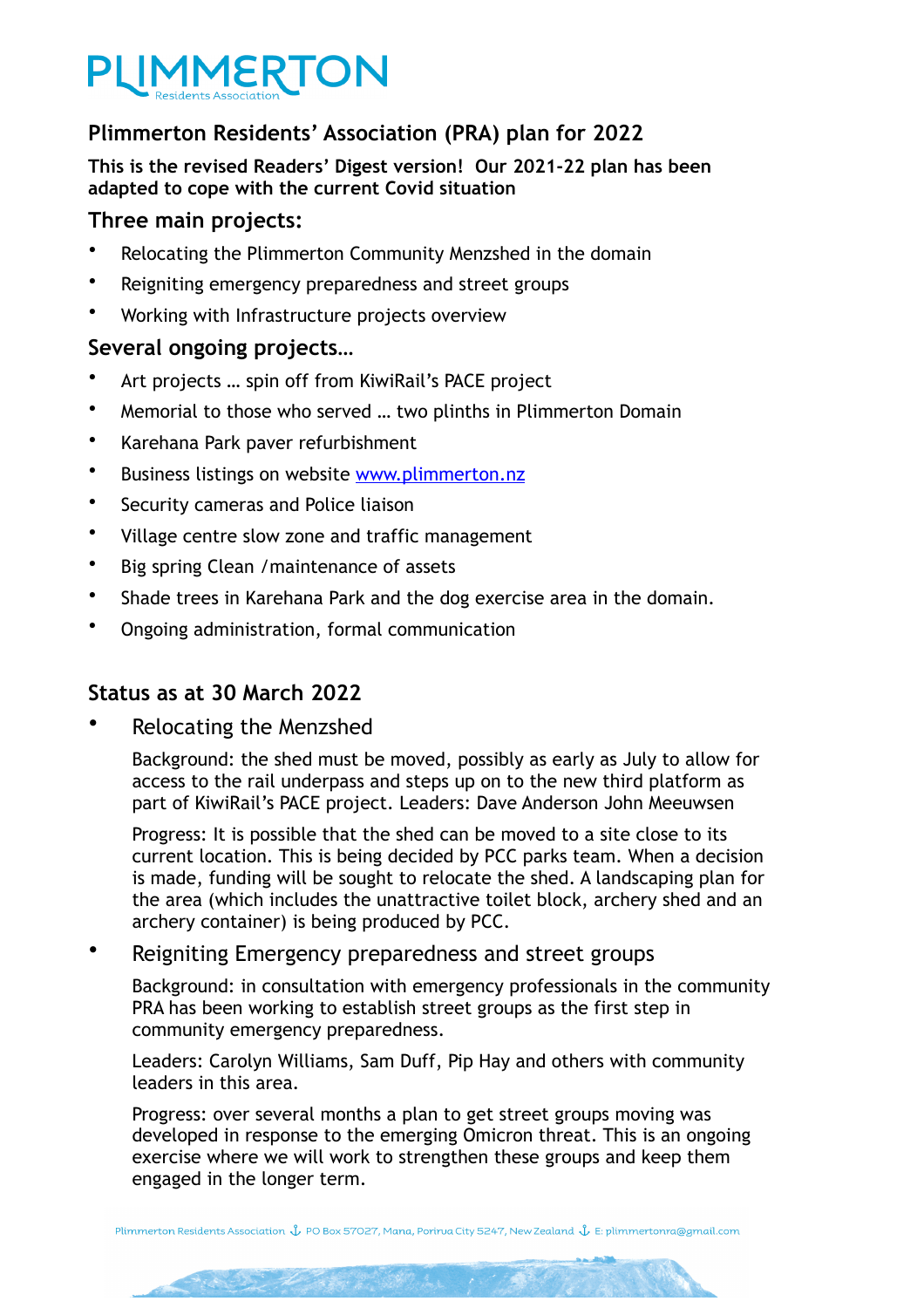# PLIMMERTON
Residents Association

## Plimmerton Residents' Association (PRA) plan for 2022

**This is the revised Readers' Digest version! Our 2021-22 plan has been adapted to cope with the current Covid situation**

### Three main projects:

- Relocating the Plimmerton Community Menzshed in the domain
- Reigniting emergency preparedness and street groups
- Working with Infrastructure projects overview

### Several ongoing projects…

- Art projects … spin off from KiwiRail's PACE project
- Memorial to those who served … two plinths in Plimmerton Domain
- Karehana Park paver refurbishment
- Business listings on website [www.plimmerton.nz](www.plimmerton.nz)
- Security cameras and Police liaison
- Village centre slow zone and traffic management
- Big spring Clean /maintenance of assets
- Shade trees in Karehana Park and the dog exercise area in the domain.
- Ongoing administration, formal communication

### Status as at 30 March 2022

- Relocating the Menzshed

  Background: the shed must be moved, possibly as early as July to allow for access to the rail underpass and steps up on to the new third platform as part of KiwiRail's PACE project. Leaders: Dave Anderson John Meeuwsen

  Progress: It is possible that the shed can be moved to a site close to its current location. This is being decided by PCC parks team. When a decision is made, funding will be sought to relocate the shed. A landscaping plan for the area (which includes the unattractive toilet block, archery shed and an archery container) is being produced by PCC.

- Reigniting Emergency preparedness and street groups

  Background: in consultation with emergency professionals in the community PRA has been working to establish street groups as the first step in community emergency preparedness.

  Leaders: Carolyn Williams, Sam Duff, Pip Hay and others with community leaders in this area.

  Progress: over several months a plan to get street groups moving was developed in response to the emerging Omicron threat. This is an ongoing exercise where we will work to strengthen these groups and keep them engaged in the longer term.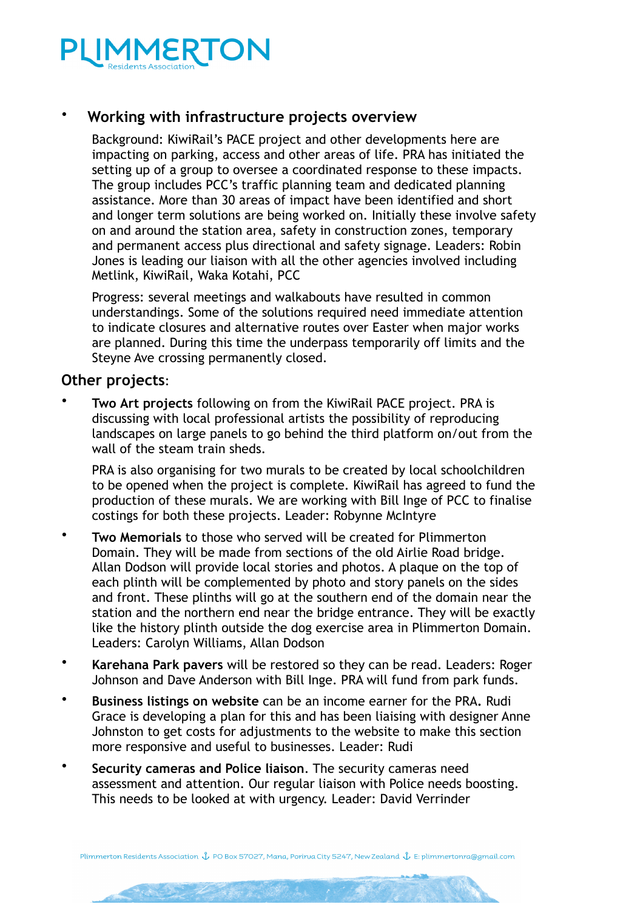- **Working with infrastructure projects overview**

  Background: KiwiRail's PACE project and other developments here are impacting on parking, access and other areas of life. PRA has initiated the setting up of a group to oversee a coordinated response to these impacts. The group includes PCC's traffic planning team and dedicated planning assistance. More than 30 areas of impact have been identified and short and longer term solutions are being worked on. Initially these involve safety on and around the station area, safety in construction zones, temporary and permanent access plus directional and safety signage. Leaders: Robin Jones is leading our liaison with all the other agencies involved including Metlink, KiwiRail, Waka Kotahi, PCC

  Progress: several meetings and walkabouts have resulted in common understandings. Some of the solutions required need immediate attention to indicate closures and alternative routes over Easter when major works are planned. During this time the underpass temporarily off limits and the Steyne Ave crossing permanently closed.

## Other projects:

- **Two Art projects** following on from the KiwiRail PACE project. PRA is discussing with local professional artists the possibility of reproducing landscapes on large panels to go behind the third platform on/out from the wall of the steam train sheds.

  PRA is also organising for two murals to be created by local schoolchildren to be opened when the project is complete. KiwiRail has agreed to fund the production of these murals. We are working with Bill Inge of PCC to finalise costings for both these projects. Leader: Robynne McIntyre

- **Two Memorials** to those who served will be created for Plimmerton Domain. They will be made from sections of the old Airlie Road bridge. Allan Dodson will provide local stories and photos. A plaque on the top of each plinth will be complemented by photo and story panels on the sides and front. These plinths will go at the southern end of the domain near the station and the northern end near the bridge entrance. They will be exactly like the history plinth outside the dog exercise area in Plimmerton Domain. Leaders: Carolyn Williams, Allan Dodson

- **Karehana Park pavers** will be restored so they can be read. Leaders: Roger Johnson and Dave Anderson with Bill Inge. PRA will fund from park funds.

- **Business listings on website** can be an income earner for the PRA**.** Rudi Grace is developing a plan for this and has been liaising with designer Anne Johnston to get costs for adjustments to the website to make this section more responsive and useful to businesses. Leader: Rudi

- **Security cameras and Police liaison**. The security cameras need assessment and attention. Our regular liaison with Police needs boosting. This needs to be looked at with urgency. Leader: David Verrinder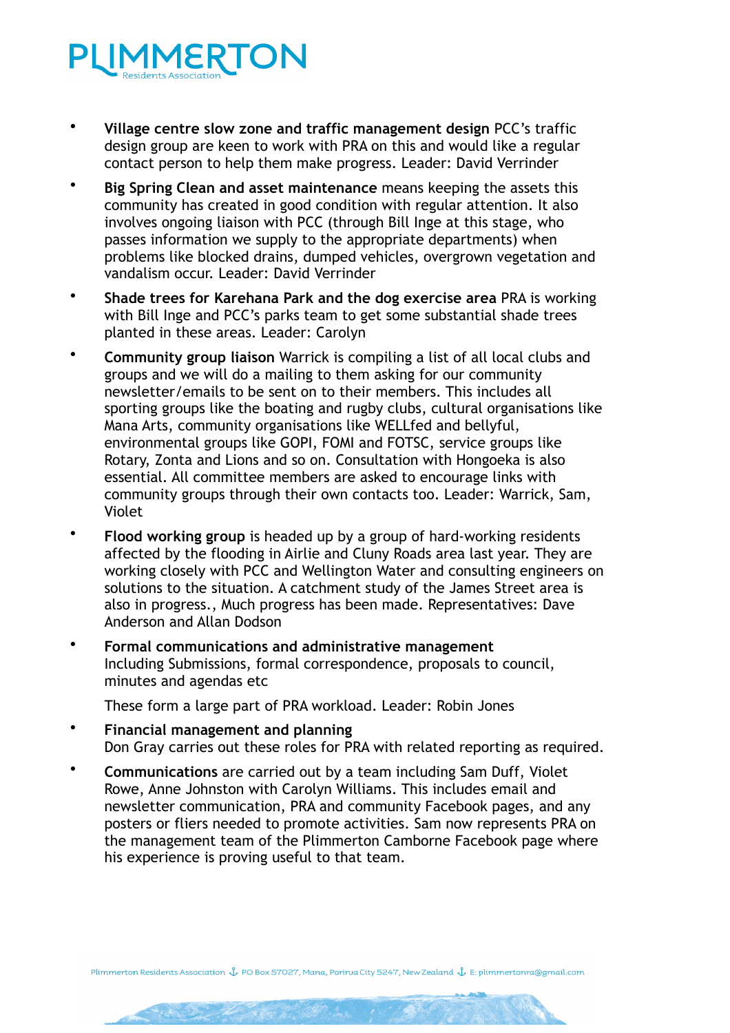- **Village centre slow zone and traffic management design** PCC's traffic design group are keen to work with PRA on this and would like a regular contact person to help them make progress. Leader: David Verrinder
- **Big Spring Clean and asset maintenance** means keeping the assets this community has created in good condition with regular attention. It also involves ongoing liaison with PCC (through Bill Inge at this stage, who passes information we supply to the appropriate departments) when problems like blocked drains, dumped vehicles, overgrown vegetation and vandalism occur. Leader: David Verrinder
- **Shade trees for Karehana Park and the dog exercise area** PRA is working with Bill Inge and PCC's parks team to get some substantial shade trees planted in these areas. Leader: Carolyn
- **Community group liaison** Warrick is compiling a list of all local clubs and groups and we will do a mailing to them asking for our community newsletter/emails to be sent on to their members. This includes all sporting groups like the boating and rugby clubs, cultural organisations like Mana Arts, community organisations like WELLfed and bellyful, environmental groups like GOPI, FOMI and FOTSC, service groups like Rotary, Zonta and Lions and so on. Consultation with Hongoeka is also essential. All committee members are asked to encourage links with community groups through their own contacts too. Leader: Warrick, Sam, Violet
- **Flood working group** is headed up by a group of hard-working residents affected by the flooding in Airlie and Cluny Roads area last year. They are working closely with PCC and Wellington Water and consulting engineers on solutions to the situation. A catchment study of the James Street area is also in progress., Much progress has been made. Representatives: Dave Anderson and Allan Dodson
- **Formal communications and administrative management**
  Including Submissions, formal correspondence, proposals to council, minutes and agendas etc

  These form a large part of PRA workload. Leader: Robin Jones
- **Financial management and planning**
  Don Gray carries out these roles for PRA with related reporting as required.
- **Communications** are carried out by a team including Sam Duff, Violet Rowe, Anne Johnston with Carolyn Williams. This includes email and newsletter communication, PRA and community Facebook pages, and any posters or fliers needed to promote activities. Sam now represents PRA on the management team of the Plimmerton Camborne Facebook page where his experience is proving useful to that team.